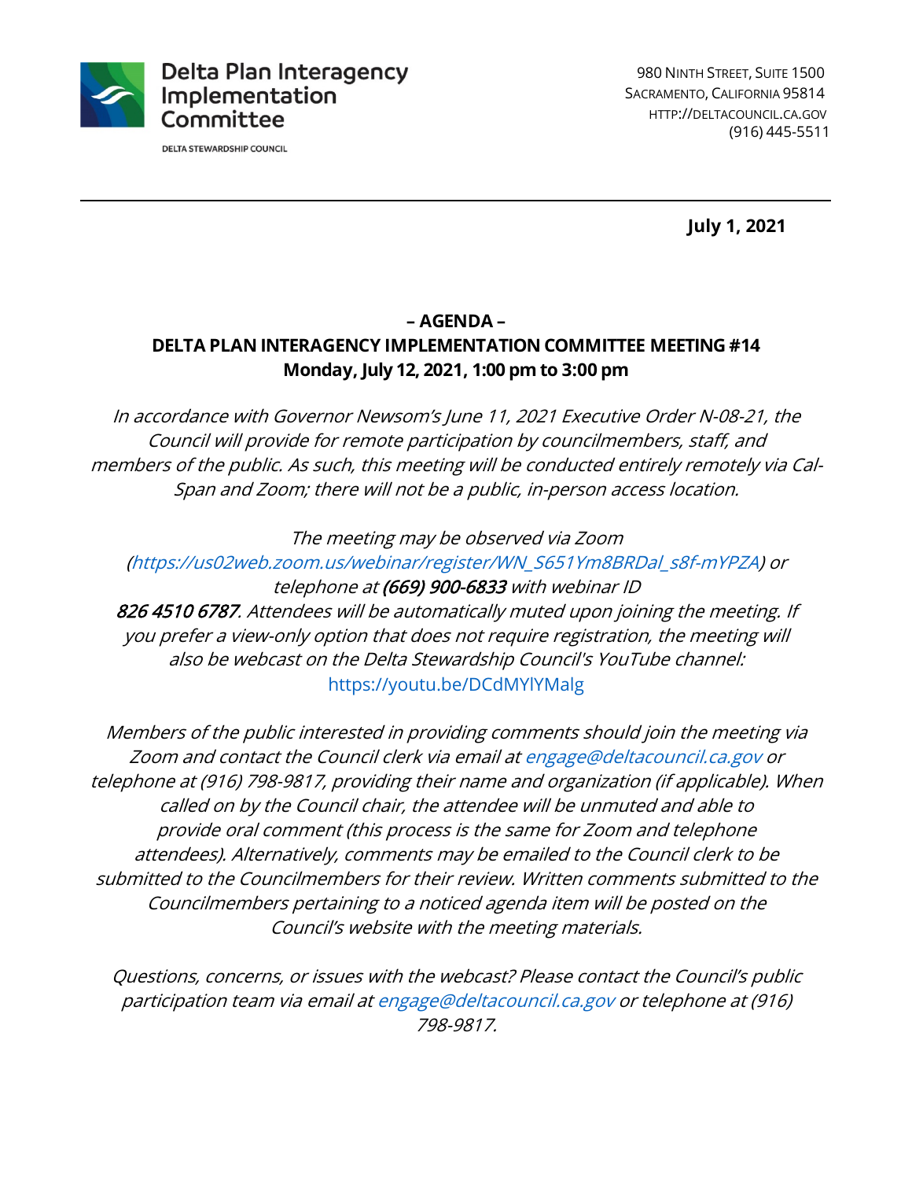**Delta Plan Interagency Implementation Committee**

DELTA STEWARDSHIP COUNCIL

980 NINTH STREET, SUITE 1500
SACRAMENTO, CALIFORNIA 95814
HTTP://DELTACOUNCIL.CA.GOV
(916) 445-5511

---

**July 1, 2021**

# – AGENDA –

## DELTA PLAN INTERAGENCY IMPLEMENTATION COMMITTEE MEETING #14

**Monday, July 12, 2021, 1:00 pm to 3:00 pm**

*In accordance with Governor Newsom's June 11, 2021 Executive Order N-08-21, the Council will provide for remote participation by councilmembers, staff, and members of the public. As such, this meeting will be conducted entirely remotely via Cal-Span and Zoom; there will not be a public, in-person access location.*

*The meeting may be observed via Zoom (https://us02web.zoom.us/webinar/register/WN_S651Ym8BRDal_s8f-mYPZA) or telephone at* ***(669) 900-6833*** *with webinar ID* ***826 4510 6787****. Attendees will be automatically muted upon joining the meeting. If you prefer a view-only option that does not require registration, the meeting will also be webcast on the Delta Stewardship Council's YouTube channel:* https://youtu.be/DCdMYlYMalg

*Members of the public interested in providing comments should join the meeting via Zoom and contact the Council clerk via email at engage@deltacouncil.ca.gov or telephone at (916) 798-9817, providing their name and organization (if applicable). When called on by the Council chair, the attendee will be unmuted and able to provide oral comment (this process is the same for Zoom and telephone attendees). Alternatively, comments may be emailed to the Council clerk to be submitted to the Councilmembers for their review. Written comments submitted to the Councilmembers pertaining to a noticed agenda item will be posted on the Council's website with the meeting materials.*

*Questions, concerns, or issues with the webcast? Please contact the Council's public participation team via email at engage@deltacouncil.ca.gov or telephone at (916) 798-9817.*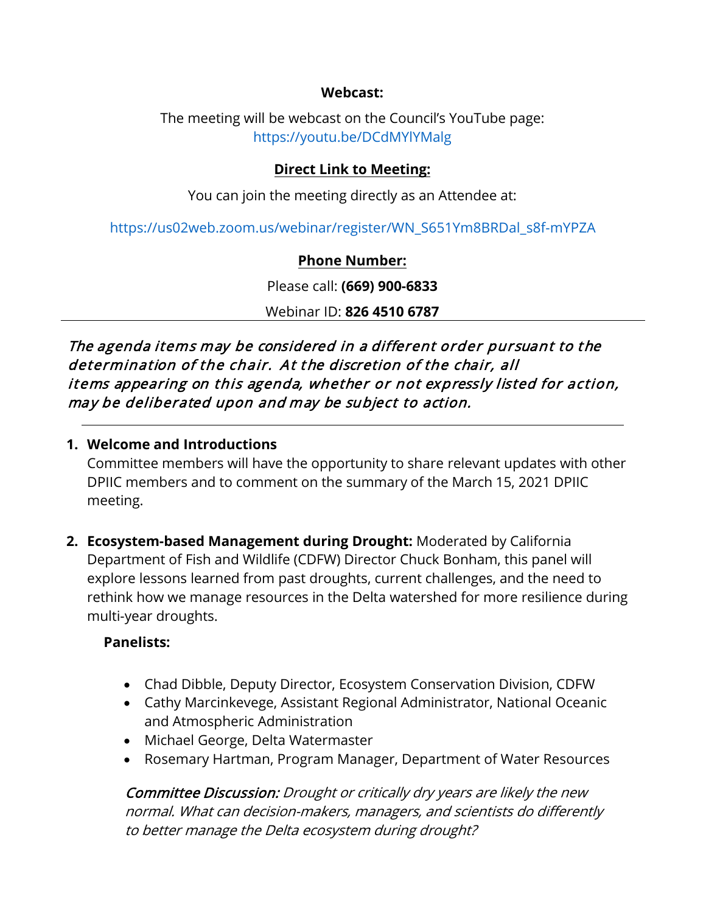**Webcast:**

The meeting will be webcast on the Council's YouTube page:
https://youtu.be/DCdMYlYMalg

**Direct Link to Meeting:**

You can join the meeting directly as an Attendee at:

https://us02web.zoom.us/webinar/register/WN_S651Ym8BRDal_s8f-mYPZA

**Phone Number:**

Please call: **(669) 900-6833**

Webinar ID: **826 4510 6787**

---

*The agenda items may be considered in a different order pursuant to the determination of the chair. At the discretion of the chair, all items appearing on this agenda, whether or not expressly listed for action, may be deliberated upon and may be subject to action.*

---

1. **Welcome and Introductions**
   Committee members will have the opportunity to share relevant updates with other DPIIC members and to comment on the summary of the March 15, 2021 DPIIC meeting.

2. **Ecosystem-based Management during Drought:** Moderated by California Department of Fish and Wildlife (CDFW) Director Chuck Bonham, this panel will explore lessons learned from past droughts, current challenges, and the need to rethink how we manage resources in the Delta watershed for more resilience during multi-year droughts.

   **Panelists:**

   - Chad Dibble, Deputy Director, Ecosystem Conservation Division, CDFW
   - Cathy Marcinkevege, Assistant Regional Administrator, National Oceanic and Atmospheric Administration
   - Michael George, Delta Watermaster
   - Rosemary Hartman, Program Manager, Department of Water Resources

   *Committee Discussion: Drought or critically dry years are likely the new normal. What can decision-makers, managers, and scientists do differently to better manage the Delta ecosystem during drought?*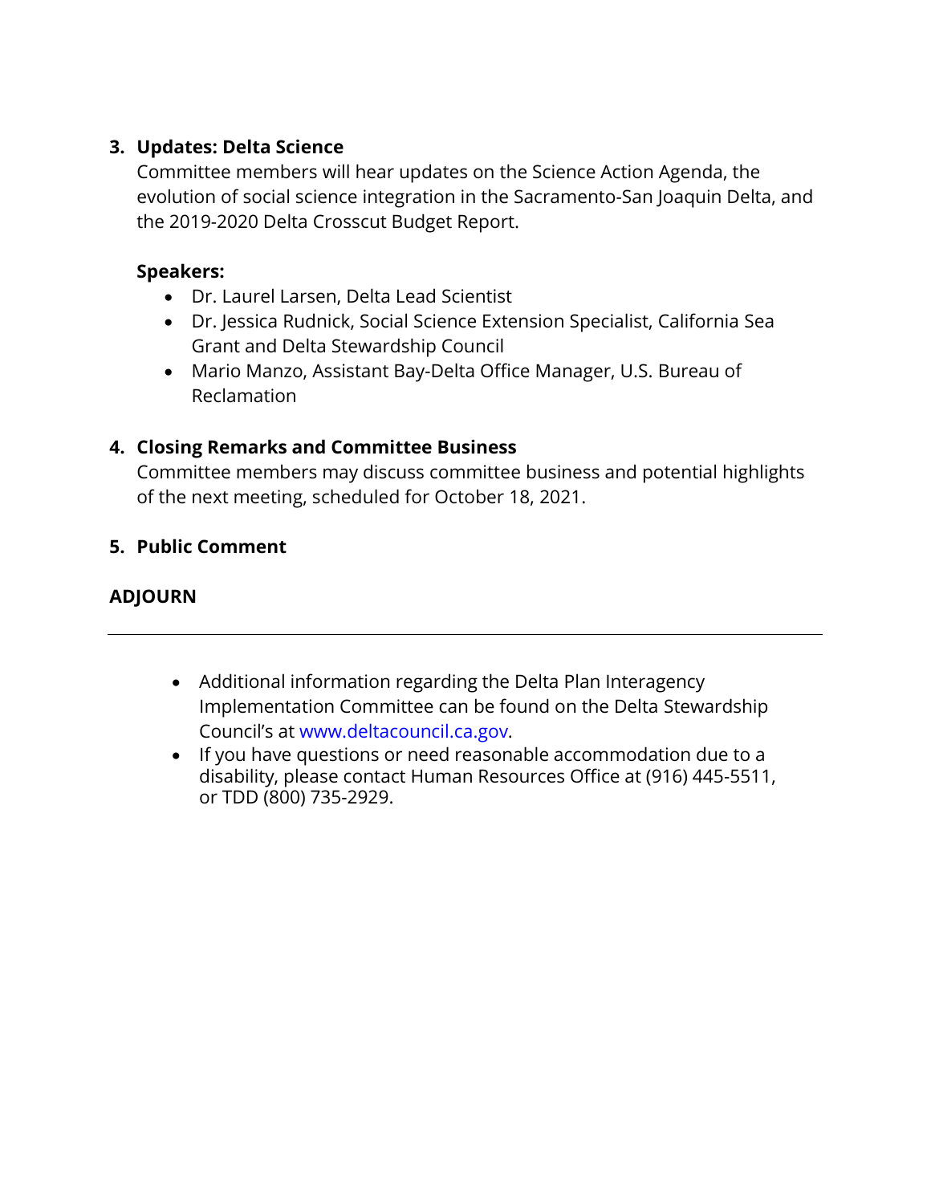3. **Updates: Delta Science**
   Committee members will hear updates on the Science Action Agenda, the evolution of social science integration in the Sacramento-San Joaquin Delta, and the 2019-2020 Delta Crosscut Budget Report.

   **Speakers:**
   - Dr. Laurel Larsen, Delta Lead Scientist
   - Dr. Jessica Rudnick, Social Science Extension Specialist, California Sea Grant and Delta Stewardship Council
   - Mario Manzo, Assistant Bay-Delta Office Manager, U.S. Bureau of Reclamation

4. **Closing Remarks and Committee Business**
   Committee members may discuss committee business and potential highlights of the next meeting, scheduled for October 18, 2021.

5. **Public Comment**

**ADJOURN**

---

- Additional information regarding the Delta Plan Interagency Implementation Committee can be found on the Delta Stewardship Council's at www.deltacouncil.ca.gov.
- If you have questions or need reasonable accommodation due to a disability, please contact Human Resources Office at (916) 445-5511, or TDD (800) 735-2929.